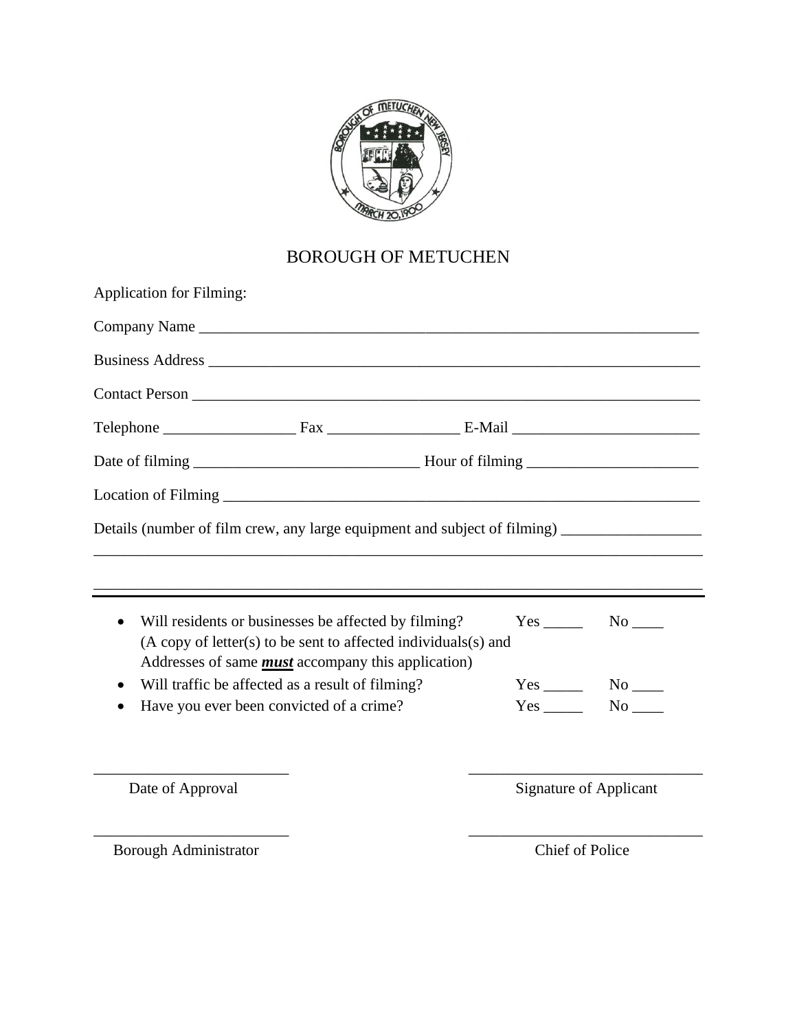# BOROUGH OF METUCHEN

Application for Filming:

Company Name ___________________________________________________________________

Business Address ________________________________________________________________

Contact Person __________________________________________________________________

Telephone _________________ Fax _________________ E-Mail ________________________

Date of filming _____________________________ Hour of filming ______________________

Location of Filming ______________________________________________________________

Details (number of film crew, any large equipment and subject of filming) _________________

_______________________________________________________________________________

_______________________________________________________________________________

- Will residents or businesses be affected by filming? Yes _____ No ____
  (A copy of letter(s) to be sent to affected individuals(s) and Addresses of same ***must*** accompany this application)
- Will traffic be affected as a result of filming? Yes _____ No ____
- Have you ever been convicted of a crime? Yes _____ No ____

_________________________ Date of Approval

_____________________________ Signature of Applicant

_________________________ Borough Administrator

_____________________________ Chief of Police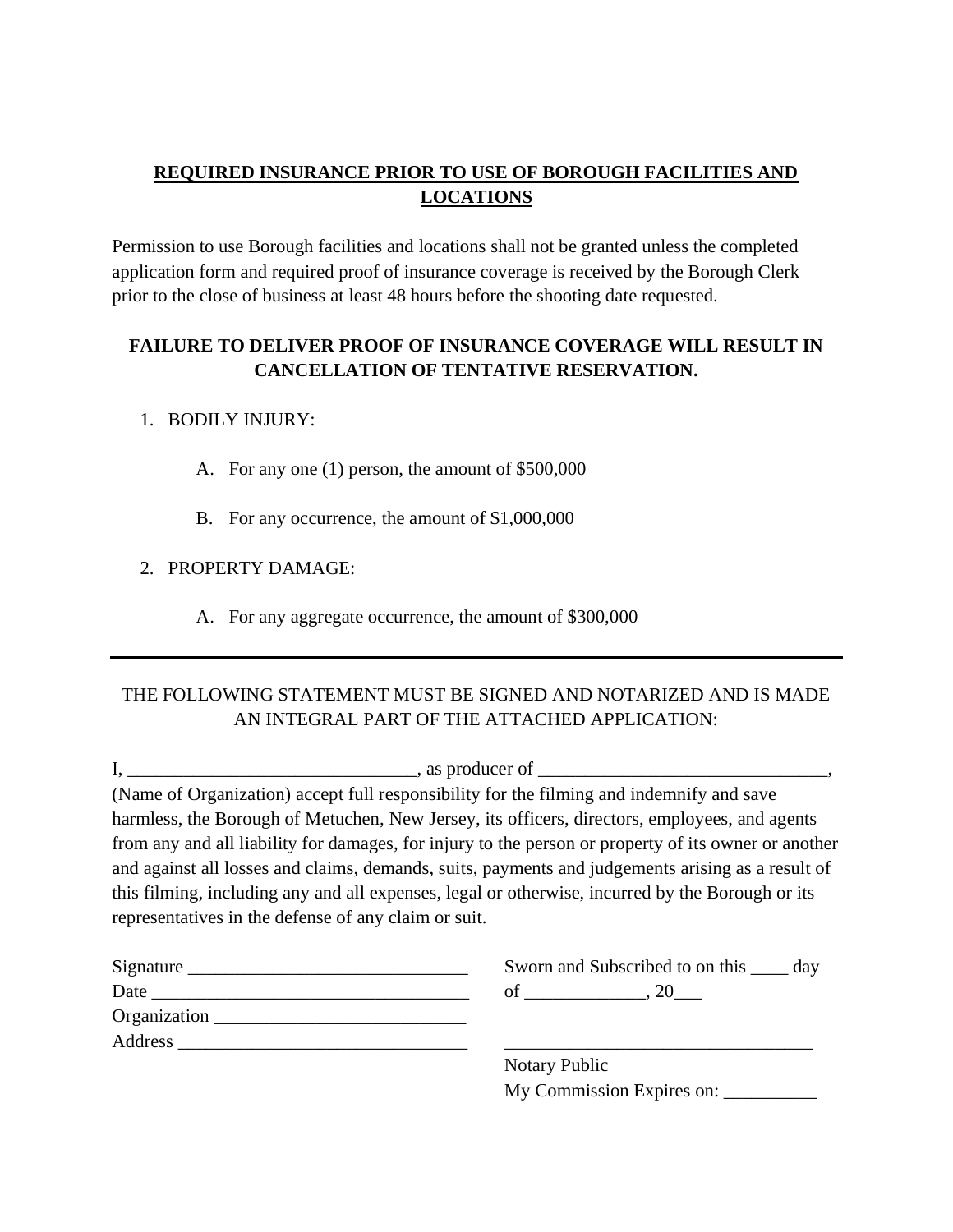## REQUIRED INSURANCE PRIOR TO USE OF BOROUGH FACILITIES AND LOCATIONS

Permission to use Borough facilities and locations shall not be granted unless the completed application form and required proof of insurance coverage is received by the Borough Clerk prior to the close of business at least 48 hours before the shooting date requested.

**FAILURE TO DELIVER PROOF OF INSURANCE COVERAGE WILL RESULT IN CANCELLATION OF TENTATIVE RESERVATION.**

1. BODILY INJURY:

   A. For any one (1) person, the amount of $500,000

   B. For any occurrence, the amount of $1,000,000

2. PROPERTY DAMAGE:

   A. For any aggregate occurrence, the amount of $300,000

---

THE FOLLOWING STATEMENT MUST BE SIGNED AND NOTARIZED AND IS MADE AN INTEGRAL PART OF THE ATTACHED APPLICATION:

I, _______________________________, as producer of _______________________________, (Name of Organization) accept full responsibility for the filming and indemnify and save harmless, the Borough of Metuchen, New Jersey, its officers, directors, employees, and agents from any and all liability for damages, for injury to the person or property of its owner or another and against all losses and claims, demands, suits, payments and judgements arising as a result of this filming, including any and all expenses, legal or otherwise, incurred by the Borough or its representatives in the defense of any claim or suit.

Signature ______________________________

Date __________________________________

Organization ___________________________

Address _______________________________

Sworn and Subscribed to on this ____ day of _____________, 20___

__________________________________

Notary Public

My Commission Expires on: __________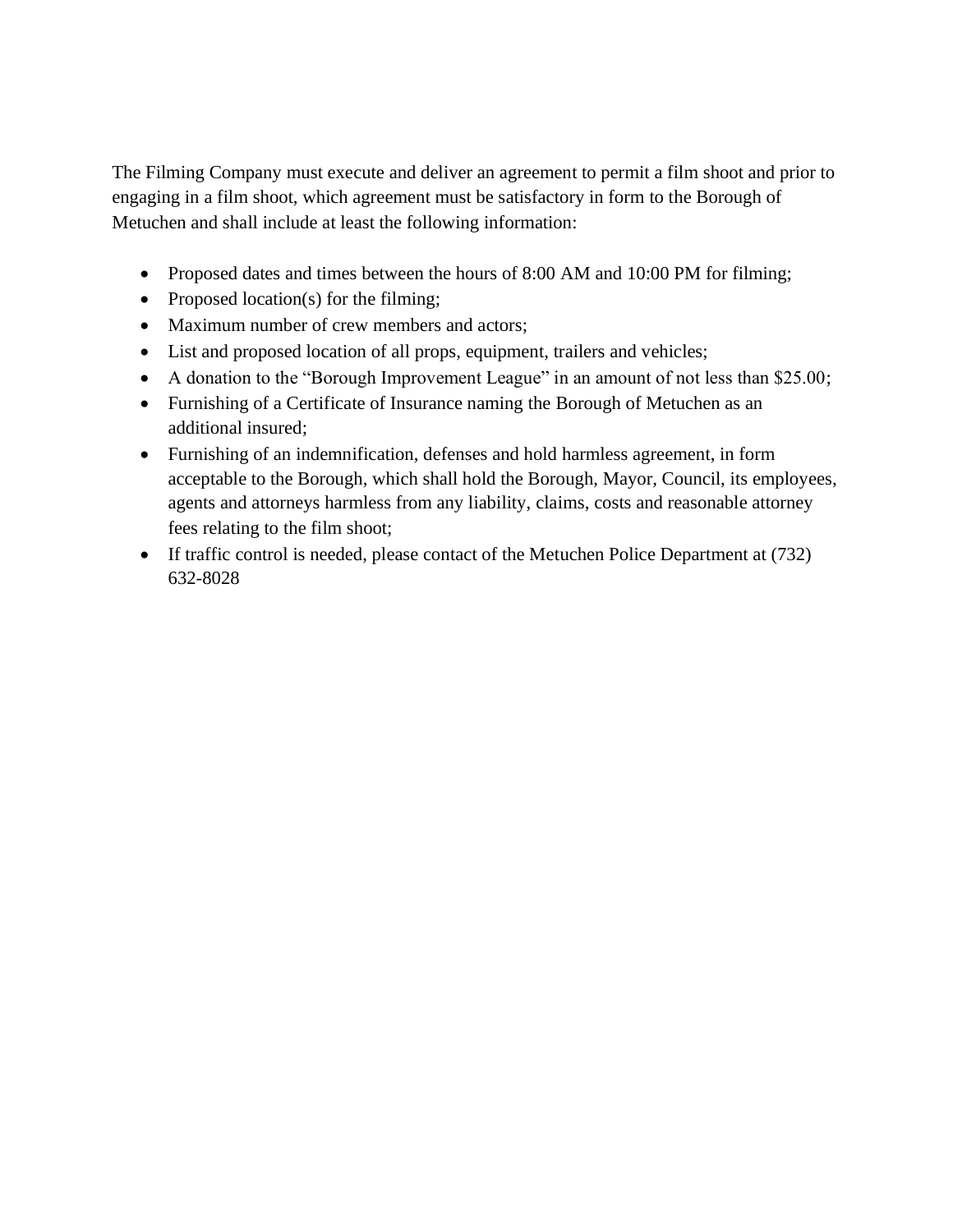The Filming Company must execute and deliver an agreement to permit a film shoot and prior to engaging in a film shoot, which agreement must be satisfactory in form to the Borough of Metuchen and shall include at least the following information:

- Proposed dates and times between the hours of 8:00 AM and 10:00 PM for filming;
- Proposed location(s) for the filming;
- Maximum number of crew members and actors;
- List and proposed location of all props, equipment, trailers and vehicles;
- A donation to the "Borough Improvement League" in an amount of not less than $25.00;
- Furnishing of a Certificate of Insurance naming the Borough of Metuchen as an additional insured;
- Furnishing of an indemnification, defenses and hold harmless agreement, in form acceptable to the Borough, which shall hold the Borough, Mayor, Council, its employees, agents and attorneys harmless from any liability, claims, costs and reasonable attorney fees relating to the film shoot;
- If traffic control is needed, please contact of the Metuchen Police Department at (732) 632-8028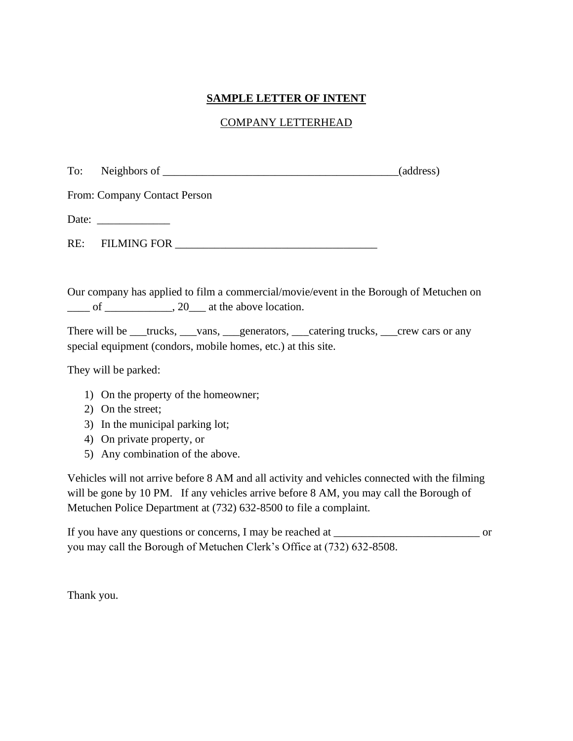# **SAMPLE LETTER OF INTENT**

COMPANY LETTERHEAD

To: Neighbors of ___________________________________________(address)

From: Company Contact Person

Date: _____________

RE: FILMING FOR ____________________________________

Our company has applied to film a commercial/movie/event in the Borough of Metuchen on ____ of ____________, 20___ at the above location.

There will be ___trucks, ___vans, ___generators, ___catering trucks, ___crew cars or any special equipment (condors, mobile homes, etc.) at this site.

They will be parked:

1) On the property of the homeowner;
2) On the street;
3) In the municipal parking lot;
4) On private property, or
5) Any combination of the above.

Vehicles will not arrive before 8 AM and all activity and vehicles connected with the filming will be gone by 10 PM. If any vehicles arrive before 8 AM, you may call the Borough of Metuchen Police Department at (732) 632-8500 to file a complaint.

If you have any questions or concerns, I may be reached at __________________________ or you may call the Borough of Metuchen Clerk's Office at (732) 632-8508.

Thank you.